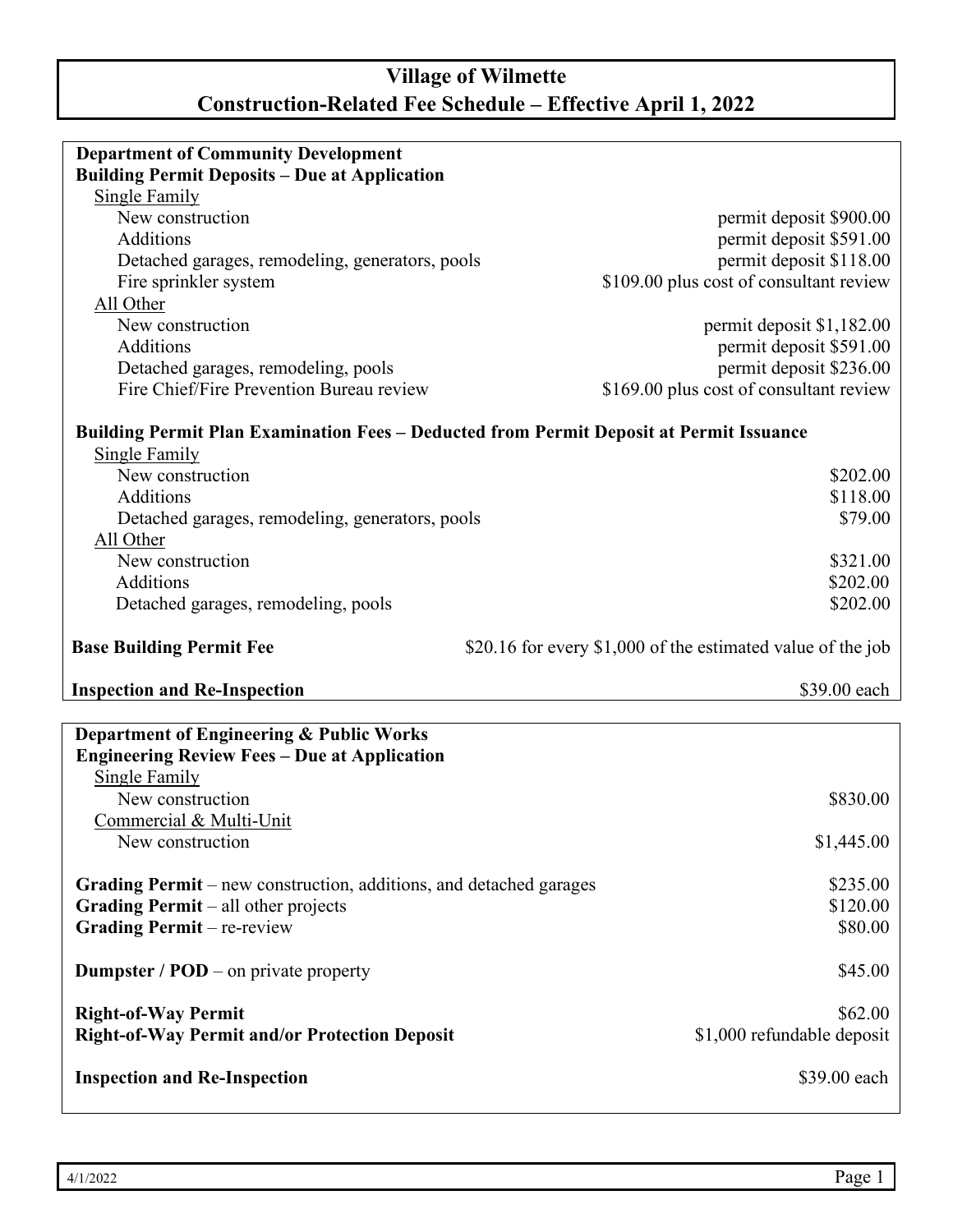# Village of Wilmette
## Construction-Related Fee Schedule – Effective April 1, 2022

### Department of Community Development

**Building Permit Deposits – Due at Application**

| | |
|---|---|
| Single Family | |
| New construction | permit deposit $900.00 |
| Additions | permit deposit $591.00 |
| Detached garages, remodeling, generators, pools | permit deposit $118.00 |
| Fire sprinkler system | $109.00 plus cost of consultant review |
| All Other | |
| New construction | permit deposit $1,182.00 |
| Additions | permit deposit $591.00 |
| Detached garages, remodeling, pools | permit deposit $236.00 |
| Fire Chief/Fire Prevention Bureau review | $169.00 plus cost of consultant review |

**Building Permit Plan Examination Fees – Deducted from Permit Deposit at Permit Issuance**

| | |
|---|---|
| Single Family | |
| New construction | $202.00 |
| Additions | $118.00 |
| Detached garages, remodeling, generators, pools | $79.00 |
| All Other | |
| New construction | $321.00 |
| Additions | $202.00 |
| Detached garages, remodeling, pools | $202.00 |

| | |
|---|---|
| **Base Building Permit Fee** | $20.16 for every $1,000 of the estimated value of the job |
| **Inspection and Re-Inspection** | $39.00 each |

### Department of Engineering & Public Works

**Engineering Review Fees – Due at Application**

| | |
|---|---|
| Single Family | |
| New construction | $830.00 |
| Commercial & Multi-Unit | |
| New construction | $1,445.00 |

| | |
|---|---|
| **Grading Permit** – new construction, additions, and detached garages | $235.00 |
| **Grading Permit** – all other projects | $120.00 |
| **Grading Permit** – re-review | $80.00 |
| **Dumpster / POD** – on private property | $45.00 |
| **Right-of-Way Permit** | $62.00 |
| **Right-of-Way Permit and/or Protection Deposit** | $1,000 refundable deposit |
| **Inspection and Re-Inspection** | $39.00 each |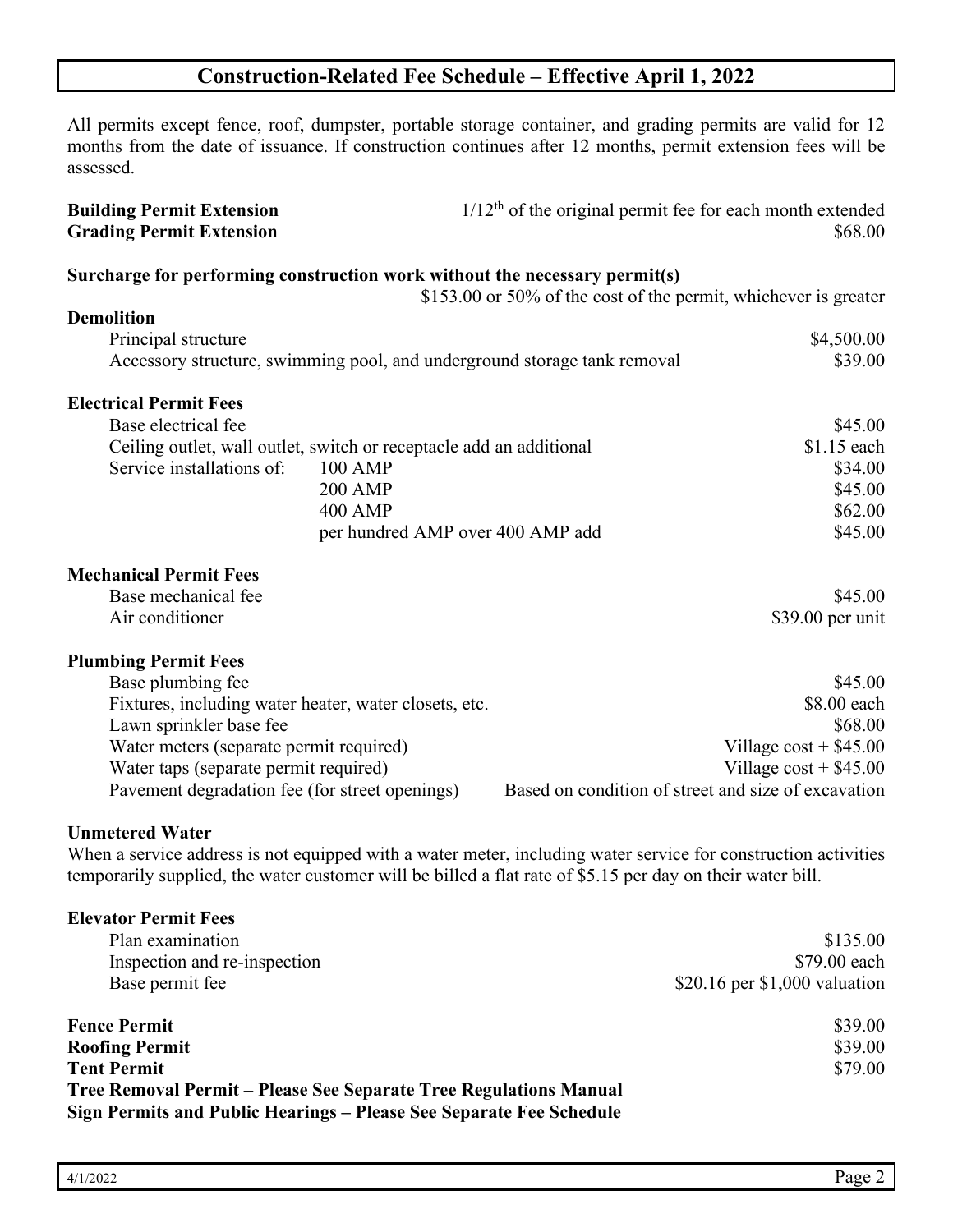# Construction-Related Fee Schedule – Effective April 1, 2022

All permits except fence, roof, dumpster, portable storage container, and grading permits are valid for 12 months from the date of issuance. If construction continues after 12 months, permit extension fees will be assessed.

| | |
|---|---|
| **Building Permit Extension** | 1/12th of the original permit fee for each month extended |
| **Grading Permit Extension** | $68.00 |

**Surcharge for performing construction work without the necessary permit(s)**

$153.00 or 50% of the cost of the permit, whichever is greater

**Demolition**

| | |
|---|---|
| Principal structure | $4,500.00 |
| Accessory structure, swimming pool, and underground storage tank removal | $39.00 |

**Electrical Permit Fees**

| | | |
|---|---|---|
| Base electrical fee | | $45.00 |
| Ceiling outlet, wall outlet, switch or receptacle add an additional | | $1.15 each |
| Service installations of: | 100 AMP | $34.00 |
| | 200 AMP | $45.00 |
| | 400 AMP | $62.00 |
| | per hundred AMP over 400 AMP add | $45.00 |

**Mechanical Permit Fees**

| | |
|---|---|
| Base mechanical fee | $45.00 |
| Air conditioner | $39.00 per unit |

**Plumbing Permit Fees**

| | |
|---|---|
| Base plumbing fee | $45.00 |
| Fixtures, including water heater, water closets, etc. | $8.00 each |
| Lawn sprinkler base fee | $68.00 |
| Water meters (separate permit required) | Village cost + $45.00 |
| Water taps (separate permit required) | Village cost + $45.00 |
| Pavement degradation fee (for street openings) | Based on condition of street and size of excavation |

**Unmetered Water**

When a service address is not equipped with a water meter, including water service for construction activities temporarily supplied, the water customer will be billed a flat rate of $5.15 per day on their water bill.

**Elevator Permit Fees**

| | |
|---|---|
| Plan examination | $135.00 |
| Inspection and re-inspection | $79.00 each |
| Base permit fee | $20.16 per $1,000 valuation |

| | |
|---|---|
| **Fence Permit** | $39.00 |
| **Roofing Permit** | $39.00 |
| **Tent Permit** | $79.00 |

**Tree Removal Permit – Please See Separate Tree Regulations Manual**

**Sign Permits and Public Hearings – Please See Separate Fee Schedule**

4/1/2022